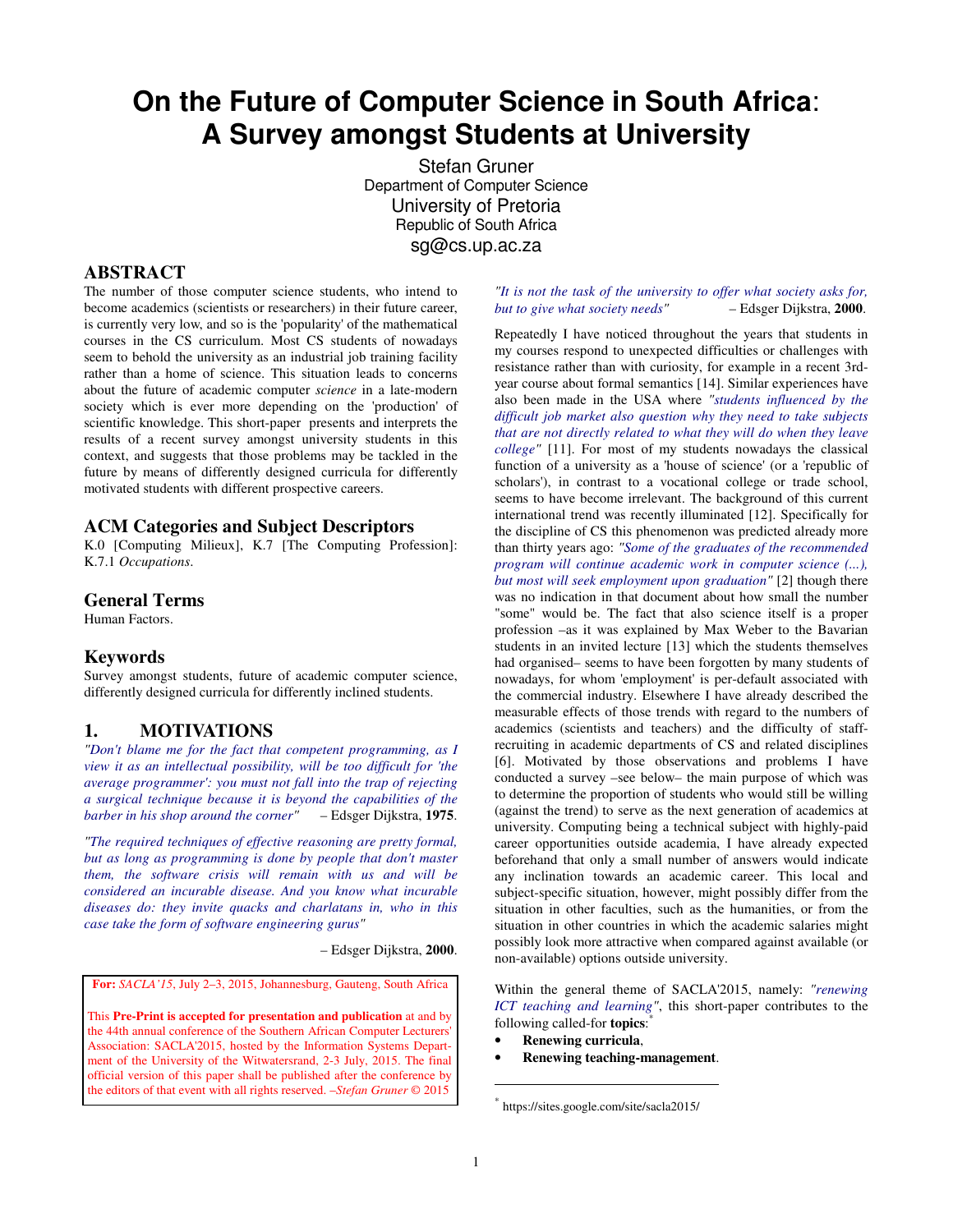# On the Future of Computer Science in South Africa: A Survey amongst Students at University

Stefan Gruner
Department of Computer Science
University of Pretoria
Republic of South Africa
sg@cs.up.ac.za

## ABSTRACT

The number of those computer science students, who intend to become academics (scientists or researchers) in their future career, is currently very low, and so is the 'popularity' of the mathematical courses in the CS curriculum. Most CS students of nowadays seem to behold the university as an industrial job training facility rather than a home of science. This situation leads to concerns about the future of academic computer *science* in a late-modern society which is ever more depending on the 'production' of scientific knowledge. This short-paper presents and interprets the results of a recent survey amongst university students in this context, and suggests that those problems may be tackled in the future by means of differently designed curricula for differently motivated students with different prospective careers.

## ACM Categories and Subject Descriptors

K.0 [Computing Milieux], K.7 [The Computing Profession]: K.7.1 *Occupations*.

## General Terms

Human Factors.

## Keywords

Survey amongst students, future of academic computer science, differently designed curricula for differently inclined students.

## 1. MOTIVATIONS

*"Don't blame me for the fact that competent programming, as I view it as an intellectual possibility, will be too difficult for 'the average programmer': you must not fall into the trap of rejecting a surgical technique because it is beyond the capabilities of the barber in his shop around the corner"* – Edsger Dijkstra, **1975**.

*"The required techniques of effective reasoning are pretty formal, but as long as programming is done by people that don't master them, the software crisis will remain with us and will be considered an incurable disease. And you know what incurable diseases do: they invite quacks and charlatans in, who in this case take the form of software engineering gurus"*

– Edsger Dijkstra, **2000**.

**For:** *SACLA'15*, July 2–3, 2015, Johannesburg, Gauteng, South Africa

This **Pre-Print is accepted for presentation and publication** at and by the 44th annual conference of the Southern African Computer Lecturers' Association: SACLA'2015, hosted by the Information Systems Department of the University of the Witwatersrand, 2-3 July, 2015. The final official version of this paper shall be published after the conference by the editors of that event with all rights reserved. –*Stefan Gruner* © 2015

*"It is not the task of the university to offer what society asks for, but to give what society needs"* – Edsger Dijkstra, **2000**.

Repeatedly I have noticed throughout the years that students in my courses respond to unexpected difficulties or challenges with resistance rather than with curiosity, for example in a recent 3rd-year course about formal semantics [14]. Similar experiences have also been made in the USA where *"students influenced by the difficult job market also question why they need to take subjects that are not directly related to what they will do when they leave college"* [11]. For most of my students nowadays the classical function of a university as a 'house of science' (or a 'republic of scholars'), in contrast to a vocational college or trade school, seems to have become irrelevant. The background of this current international trend was recently illuminated [12]. Specifically for the discipline of CS this phenomenon was predicted already more than thirty years ago: *"Some of the graduates of the recommended program will continue academic work in computer science (...), but most will seek employment upon graduation"* [2] though there was no indication in that document about how small the number "some" would be. The fact that also science itself is a proper profession –as it was explained by Max Weber to the Bavarian students in an invited lecture [13] which the students themselves had organised– seems to have been forgotten by many students of nowadays, for whom 'employment' is per-default associated with the commercial industry. Elsewhere I have already described the measurable effects of those trends with regard to the numbers of academics (scientists and teachers) and the difficulty of staff-recruiting in academic departments of CS and related disciplines [6]. Motivated by those observations and problems I have conducted a survey –see below– the main purpose of which was to determine the proportion of students who would still be willing (against the trend) to serve as the next generation of academics at university. Computing being a technical subject with highly-paid career opportunities outside academia, I have already expected beforehand that only a small number of answers would indicate any inclination towards an academic career. This local and subject-specific situation, however, might possibly differ from the situation in other faculties, such as the humanities, or from the situation in other countries in which the academic salaries might possibly look more attractive when compared against available (or non-available) options outside university.

Within the general theme of SACLA'2015, namely: *"renewing ICT teaching and learning"*, this short-paper contributes to the following called-for **topics**:*

- **Renewing curricula**,
- **Renewing teaching-management**.

* https://sites.google.com/site/sacla2015/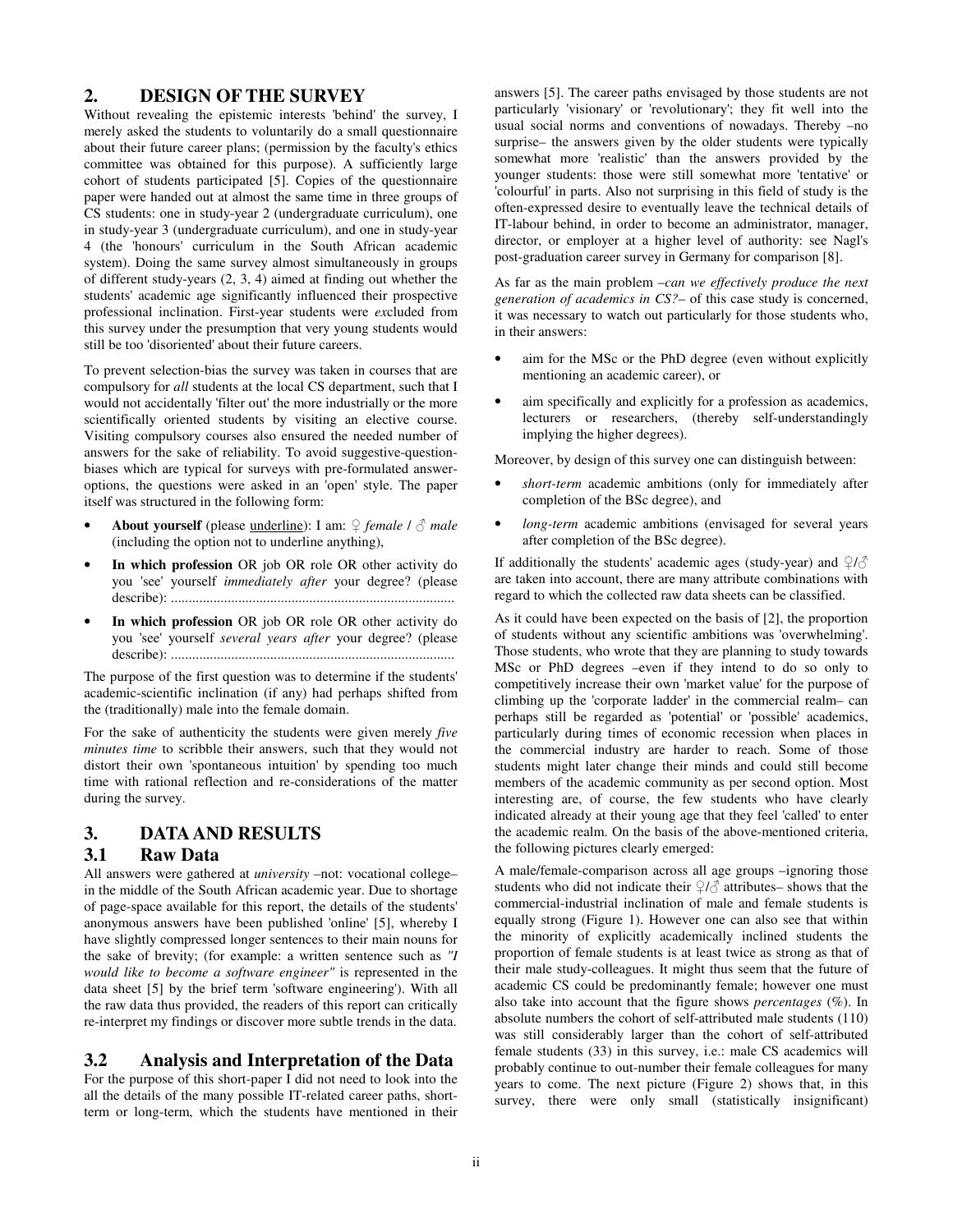## 2. DESIGN OF THE SURVEY

Without revealing the epistemic interests 'behind' the survey, I merely asked the students to voluntarily do a small questionnaire about their future career plans; (permission by the faculty's ethics committee was obtained for this purpose). A sufficiently large cohort of students participated [5]. Copies of the questionnaire paper were handed out at almost the same time in three groups of CS students: one in study-year 2 (undergraduate curriculum), one in study-year 3 (undergraduate curriculum), and one in study-year 4 (the 'honours' curriculum in the South African academic system). Doing the same survey almost simultaneously in groups of different study-years (2, 3, 4) aimed at finding out whether the students' academic age significantly influenced their prospective professional inclination. First-year students were *ex*cluded from this survey under the presumption that very young students would still be too 'disoriented' about their future careers.

To prevent selection-bias the survey was taken in courses that are compulsory for *all* students at the local CS department, such that I would not accidentally 'filter out' the more industrially or the more scientifically oriented students by visiting an elective course. Visiting compulsory courses also ensured the needed number of answers for the sake of reliability. To avoid suggestive-question-biases which are typical for surveys with pre-formulated answer-options, the questions were asked in an 'open' style. The paper itself was structured in the following form:

- **About yourself** (please underline): I am: ♀ *female* / ♂ *male* (including the option not to underline anything),
- **In which profession** OR job OR role OR other activity do you 'see' yourself *immediately after* your degree? (please describe): ...............................................................................
- **In which profession** OR job OR role OR other activity do you 'see' yourself *several years after* your degree? (please describe): ...............................................................................

The purpose of the first question was to determine if the students' academic-scientific inclination (if any) had perhaps shifted from the (traditionally) male into the female domain.

For the sake of authenticity the students were given merely *five minutes time* to scribble their answers, such that they would not distort their own 'spontaneous intuition' by spending too much time with rational reflection and re-considerations of the matter during the survey.

## 3. DATA AND RESULTS

### 3.1 Raw Data

All answers were gathered at *university* –not: vocational college– in the middle of the South African academic year. Due to shortage of page-space available for this report, the details of the students' anonymous answers have been published 'online' [5], whereby I have slightly compressed longer sentences to their main nouns for the sake of brevity; (for example: a written sentence such as *"I would like to become a software engineer"* is represented in the data sheet [5] by the brief term 'software engineering'). With all the raw data thus provided, the readers of this report can critically re-interpret my findings or discover more subtle trends in the data.

### 3.2 Analysis and Interpretation of the Data

For the purpose of this short-paper I did not need to look into the all the details of the many possible IT-related career paths, short-term or long-term, which the students have mentioned in their answers [5]. The career paths envisaged by those students are not particularly 'visionary' or 'revolutionary'; they fit well into the usual social norms and conventions of nowadays. Thereby –no surprise– the answers given by the older students were typically somewhat more 'realistic' than the answers provided by the younger students: those were still somewhat more 'tentative' or 'colourful' in parts. Also not surprising in this field of study is the often-expressed desire to eventually leave the technical details of IT-labour behind, in order to become an administrator, manager, director, or employer at a higher level of authority: see Nagl's post-graduation career survey in Germany for comparison [8].

As far as the main problem –*can we effectively produce the next generation of academics in CS?*– of this case study is concerned, it was necessary to watch out particularly for those students who, in their answers:

- aim for the MSc or the PhD degree (even without explicitly mentioning an academic career), or
- aim specifically and explicitly for a profession as academics, lecturers or researchers, (thereby self-understandingly implying the higher degrees).

Moreover, by design of this survey one can distinguish between:

- *short-term* academic ambitions (only for immediately after completion of the BSc degree), and
- *long-term* academic ambitions (envisaged for several years after completion of the BSc degree).

If additionally the students' academic ages (study-year) and ♀/♂ are taken into account, there are many attribute combinations with regard to which the collected raw data sheets can be classified.

As it could have been expected on the basis of [2], the proportion of students without any scientific ambitions was 'overwhelming'. Those students, who wrote that they are planning to study towards MSc or PhD degrees –even if they intend to do so only to competitively increase their own 'market value' for the purpose of climbing up the 'corporate ladder' in the commercial realm– can perhaps still be regarded as 'potential' or 'possible' academics, particularly during times of economic recession when places in the commercial industry are harder to reach. Some of those students might later change their minds and could still become members of the academic community as per second option. Most interesting are, of course, the few students who have clearly indicated already at their young age that they feel 'called' to enter the academic realm. On the basis of the above-mentioned criteria, the following pictures clearly emerged:

A male/female-comparison across all age groups –ignoring those students who did not indicate their ♀/♂ attributes– shows that the commercial-industrial inclination of male and female students is equally strong (Figure 1). However one can also see that within the minority of explicitly academically inclined students the proportion of female students is at least twice as strong as that of their male study-colleagues. It might thus seem that the future of academic CS could be predominantly female; however one must also take into account that the figure shows *percentages* (%). In absolute numbers the cohort of self-attributed male students (110) was still considerably larger than the cohort of self-attributed female students (33) in this survey, i.e.: male CS academics will probably continue to out-number their female colleagues for many years to come. The next picture (Figure 2) shows that, in this survey, there were only small (statistically insignificant)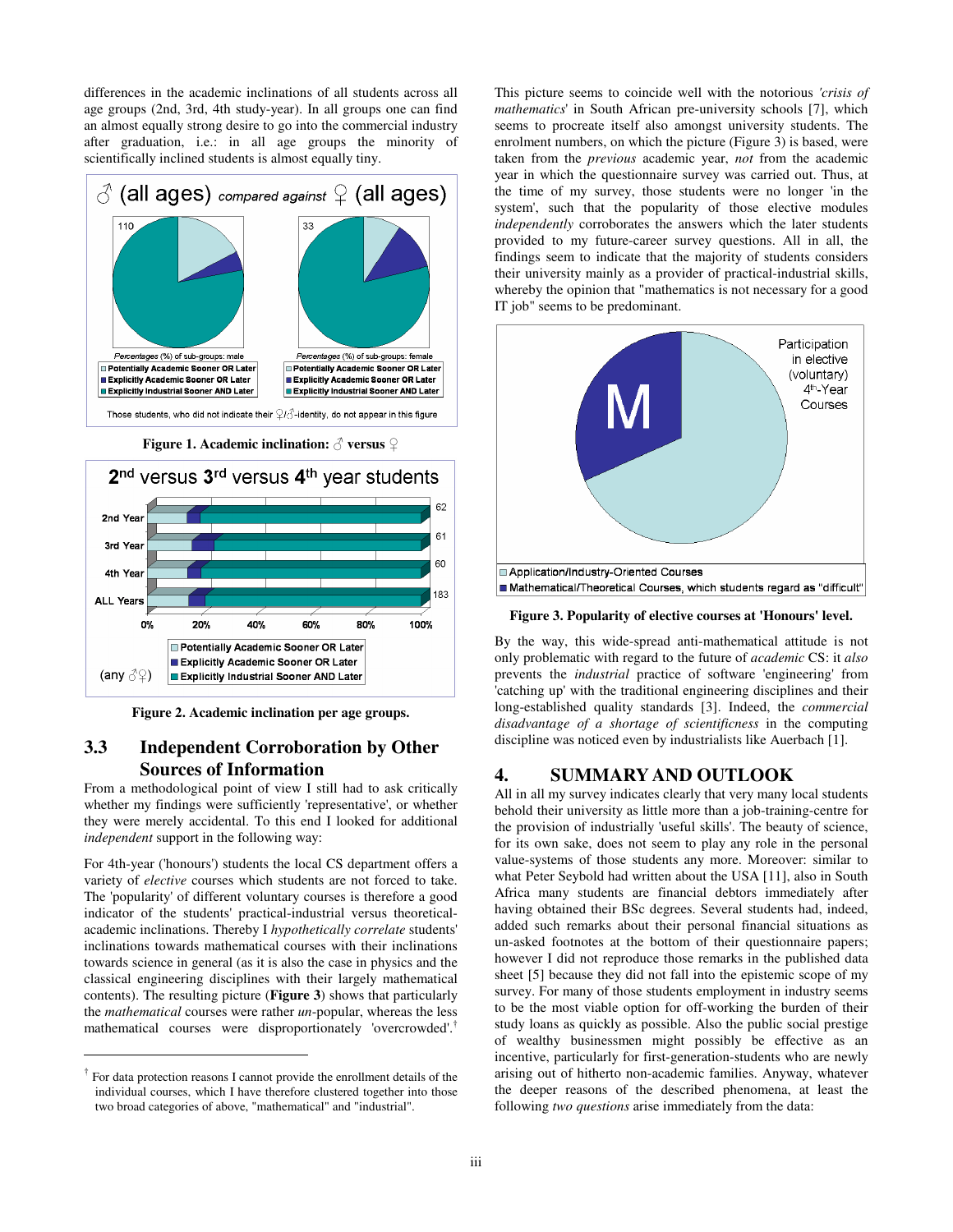differences in the academic inclinations of all students across all age groups (2nd, 3rd, 4th study-year). In all groups one can find an almost equally strong desire to go into the commercial industry after graduation, i.e.: in all age groups the minority of scientifically inclined students is almost equally tiny.

♂ (all ages) compared against ♀ (all ages)

110

33

Percentages (%) of sub-groups: male

Percentages (%) of sub-groups: female

Potentially Academic Sooner OR Later

Explicitly Academic Sooner OR Later

Explicitly Industrial Sooner AND Later

Those students, who did not indicate their ♀/♂-identity, do not appear in this figure

**Figure 1. Academic inclination: ♂ versus ♀**

2nd versus 3rd versus 4th year students

2nd Year 62

3rd Year 61

4th Year 60

ALL Years 183

0% 20% 40% 60% 80% 100%

(any ♂♀)

Potentially Academic Sooner OR Later

Explicitly Academic Sooner OR Later

Explicitly Industrial Sooner AND Later

**Figure 2. Academic inclination per age groups.**

## 3.3 Independent Corroboration by Other Sources of Information

From a methodological point of view I still had to ask critically whether my findings were sufficiently 'representative', or whether they were merely accidental. To this end I looked for additional *independent* support in the following way:

For 4th-year ('honours') students the local CS department offers a variety of *elective* courses which students are not forced to take. The 'popularity' of different voluntary courses is therefore a good indicator of the students' practical-industrial versus theoretical-academic inclinations. Thereby I *hypothetically correlate* students' inclinations towards mathematical courses with their inclinations towards science in general (as it is also the case in physics and the classical engineering disciplines with their largely mathematical contents). The resulting picture (**Figure 3**) shows that particularly the *mathematical* courses were rather *un*-popular, whereas the less mathematical courses were disproportionately 'overcrowded'.[†]

[†] For data protection reasons I cannot provide the enrollment details of the individual courses, which I have therefore clustered together into those two broad categories of above, "mathematical" and "industrial".

This picture seems to coincide well with the notorious *'crisis of mathematics'* in South African pre-university schools [7], which seems to procreate itself also amongst university students. The enrolment numbers, on which the picture (Figure 3) is based, were taken from the *previous* academic year, *not* from the academic year in which the questionnaire survey was carried out. Thus, at the time of my survey, those students were no longer 'in the system', such that the popularity of those elective modules *independently* corroborates the answers which the later students provided to my future-career survey questions. All in all, the findings seem to indicate that the majority of students considers their university mainly as a provider of practical-industrial skills, whereby the opinion that "mathematics is not necessary for a good IT job" seems to be predominant.

M

Participation in elective (voluntary) 4th-Year Courses

Application/Industry-Oriented Courses

Mathematical/Theoretical Courses, which students regard as "difficult"

**Figure 3. Popularity of elective courses at 'Honours' level.**

By the way, this wide-spread anti-mathematical attitude is not only problematic with regard to the future of *academic* CS: it *also* prevents the *industrial* practice of software 'engineering' from 'catching up' with the traditional engineering disciplines and their long-established quality standards [3]. Indeed, the *commercial disadvantage of a shortage of scientificness* in the computing discipline was noticed even by industrialists like Auerbach [1].

# 4. SUMMARY AND OUTLOOK

All in all my survey indicates clearly that very many local students behold their university as little more than a job-training-centre for the provision of industrially 'useful skills'. The beauty of science, for its own sake, does not seem to play any role in the personal value-systems of those students any more. Moreover: similar to what Peter Seybold had written about the USA [11], also in South Africa many students are financial debtors immediately after having obtained their BSc degrees. Several students had, indeed, added such remarks about their personal financial situations as un-asked footnotes at the bottom of their questionnaire papers; however I did not reproduce those remarks in the published data sheet [5] because they did not fall into the epistemic scope of my survey. For many of those students employment in industry seems to be the most viable option for off-working the burden of their study loans as quickly as possible. Also the public social prestige of wealthy businessmen might possibly be effective as an incentive, particularly for first-generation-students who are newly arising out of hitherto non-academic families. Anyway, whatever the deeper reasons of the described phenomena, at least the following *two questions* arise immediately from the data: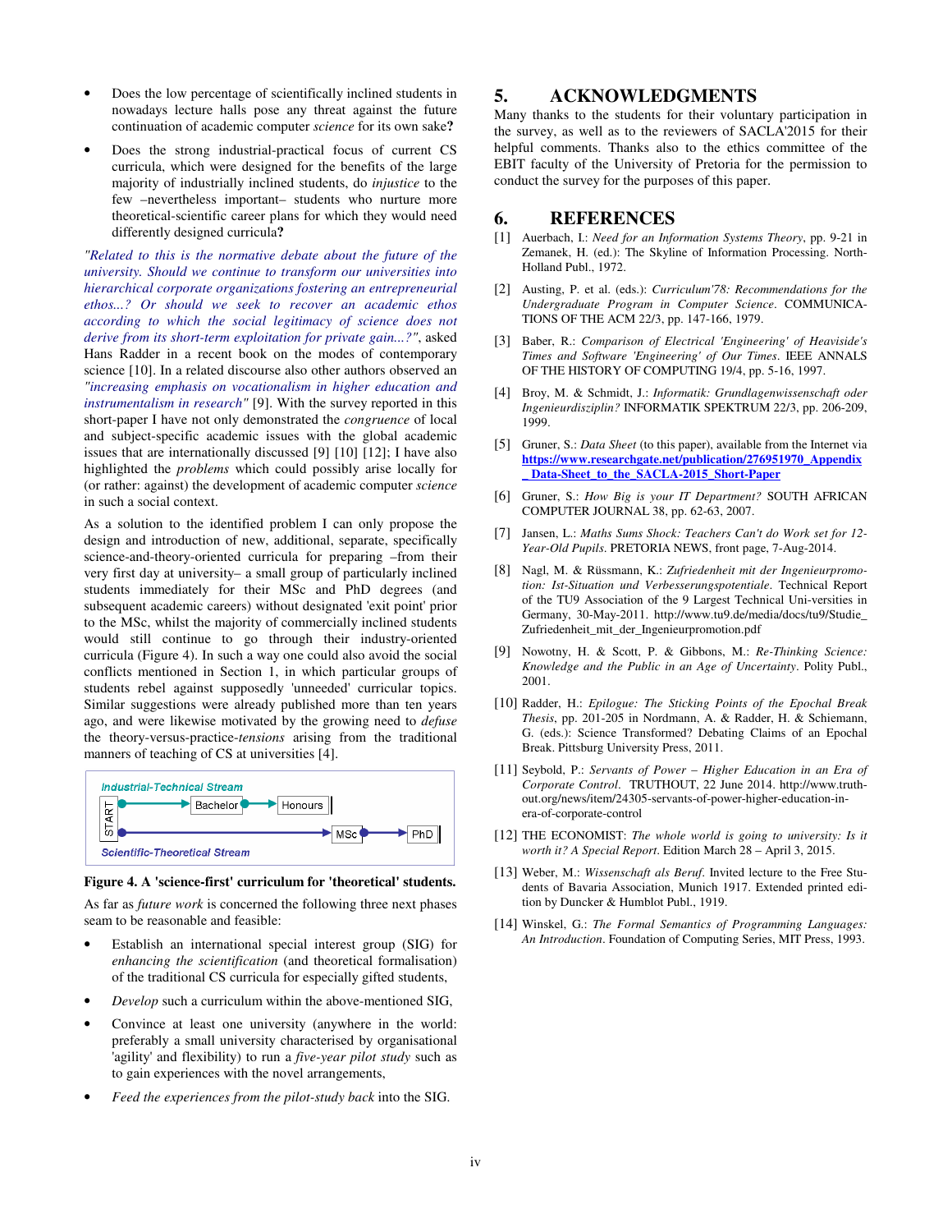- Does the low percentage of scientifically inclined students in nowadays lecture halls pose any threat against the future continuation of academic computer *science* for its own sake**?**
- Does the strong industrial-practical focus of current CS curricula, which were designed for the benefits of the large majority of industrially inclined students, do *injustice* to the few –nevertheless important– students who nurture more theoretical-scientific career plans for which they would need differently designed curricula**?**

*"Related to this is the normative debate about the future of the university. Should we continue to transform our universities into hierarchical corporate organizations fostering an entrepreneurial ethos...? Or should we seek to recover an academic ethos according to which the social legitimacy of science does not derive from its short-term exploitation for private gain...?"*, asked Hans Radder in a recent book on the modes of contemporary science [10]. In a related discourse also other authors observed an *"increasing emphasis on vocationalism in higher education and instrumentalism in research"* [9]. With the survey reported in this short-paper I have not only demonstrated the *congruence* of local and subject-specific academic issues with the global academic issues that are internationally discussed [9] [10] [12]; I have also highlighted the *problems* which could possibly arise locally for (or rather: against) the development of academic computer *science* in such a social context.

As a solution to the identified problem I can only propose the design and introduction of new, additional, separate, specifically science-and-theory-oriented curricula for preparing –from their very first day at university– a small group of particularly inclined students immediately for their MSc and PhD degrees (and subsequent academic careers) without designated 'exit point' prior to the MSc, whilst the majority of commercially inclined students would still continue to go through their industry-oriented curricula (Figure 4). In such a way one could also avoid the social conflicts mentioned in Section 1, in which particular groups of students rebel against supposedly 'unneeded' curricular topics. Similar suggestions were already published more than ten years ago, and were likewise motivated by the growing need to *defuse* the theory-versus-practice-*tensions* arising from the traditional manners of teaching of CS at universities [4].

Industrial-Technical Stream

START

Bachelor

Honours

MSc

PhD

Scientific-Theoretical Stream

**Figure 4. A 'science-first' curriculum for 'theoretical' students.**

As far as *future work* is concerned the following three next phases seam to be reasonable and feasible:

- Establish an international special interest group (SIG) for *enhancing the scientification* (and theoretical formalisation) of the traditional CS curricula for especially gifted students,
- *Develop* such a curriculum within the above-mentioned SIG,
- Convince at least one university (anywhere in the world: preferably a small university characterised by organisational 'agility' and flexibility) to run a *five-year pilot study* such as to gain experiences with the novel arrangements,
- *Feed the experiences from the pilot-study back* into the SIG.

## 5. ACKNOWLEDGMENTS

Many thanks to the students for their voluntary participation in the survey, as well as to the reviewers of SACLA'2015 for their helpful comments. Thanks also to the ethics committee of the EBIT faculty of the University of Pretoria for the permission to conduct the survey for the purposes of this paper.

## 6. REFERENCES

[1] Auerbach, I.: *Need for an Information Systems Theory*, pp. 9-21 in Zemanek, H. (ed.): The Skyline of Information Processing. North-Holland Publ., 1972.

[2] Austing, P. et al. (eds.): *Curriculum'78: Recommendations for the Undergraduate Program in Computer Science*. COMMUNICATIONS OF THE ACM 22/3, pp. 147-166, 1979.

[3] Baber, R.: *Comparison of Electrical 'Engineering' of Heaviside's Times and Software 'Engineering' of Our Times*. IEEE ANNALS OF THE HISTORY OF COMPUTING 19/4, pp. 5-16, 1997.

[4] Broy, M. & Schmidt, J.: *Informatik: Grundlagenwissenschaft oder Ingenieurdisziplin?* INFORMATIK SPEKTRUM 22/3, pp. 206-209, 1999.

[5] Gruner, S.: *Data Sheet* (to this paper), available from the Internet via **https://www.researchgate.net/publication/276951970_Appendix_Data-Sheet_to_the_SACLA-2015_Short-Paper**

[6] Gruner, S.: *How Big is your IT Department?* SOUTH AFRICAN COMPUTER JOURNAL 38, pp. 62-63, 2007.

[7] Jansen, L.: *Maths Sums Shock: Teachers Can't do Work set for 12-Year-Old Pupils*. PRETORIA NEWS, front page, 7-Aug-2014.

[8] Nagl, M. & Rüssmann, K.: *Zufriedenheit mit der Ingenieurpromotion: Ist-Situation und Verbesserungspotentiale*. Technical Report of the TU9 Association of the 9 Largest Technical Universities in Germany, 30-May-2011. http://www.tu9.de/media/docs/tu9/Studie_Zufriedenheit_mit_der_Ingenieurpromotion.pdf

[9] Nowotny, H. & Scott, P. & Gibbons, M.: *Re-Thinking Science: Knowledge and the Public in an Age of Uncertainty*. Polity Publ., 2001.

[10] Radder, H.: *Epilogue: The Sticking Points of the Epochal Break Thesis*, pp. 201-205 in Nordmann, A. & Radder, H. & Schiemann, G. (eds.): Science Transformed? Debating Claims of an Epochal Break. Pittsburg University Press, 2011.

[11] Seybold, P.: *Servants of Power – Higher Education in an Era of Corporate Control*. TRUTHOUT, 22 June 2014. http://www.truth-out.org/news/item/24305-servants-of-power-higher-education-in-era-of-corporate-control

[12] THE ECONOMIST: *The whole world is going to university: Is it worth it? A Special Report*. Edition March 28 – April 3, 2015.

[13] Weber, M.: *Wissenschaft als Beruf*. Invited lecture to the Free Students of Bavaria Association, Munich 1917. Extended printed edition by Duncker & Humblot Publ., 1919.

[14] Winskel, G.: *The Formal Semantics of Programming Languages: An Introduction*. Foundation of Computing Series, MIT Press, 1993.